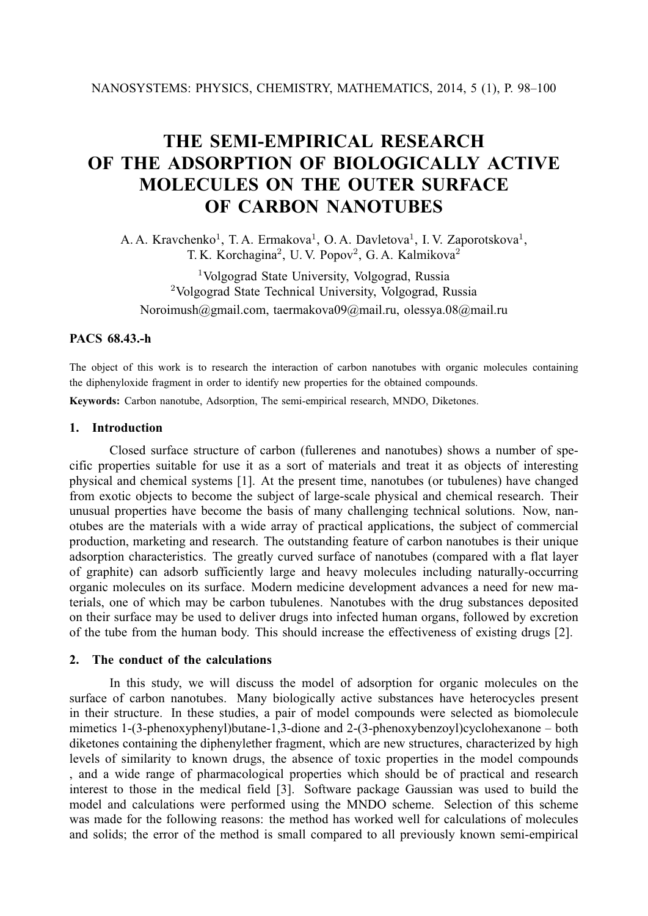# THE SEMI-EMPIRICAL RESEARCH OF THE ADSORPTION OF BIOLOGICALLY ACTIVE MOLECULES ON THE OUTER SURFACE OF CARBON NANOTUBES

A. A. Kravchenko[1], T. A. Ermakova[1], O. A. Davletova[1], I. V. Zaporotskova[1], T. K. Korchagina[2], U. V. Popov[2], G. A. Kalmikova[2]

[1]Volgograd State University, Volgograd, Russia

[2]Volgograd State Technical University, Volgograd, Russia

Noroimush@gmail.com, taermakova09@mail.ru, olessya.08@mail.ru

**PACS 68.43.-h**

The object of this work is to research the interaction of carbon nanotubes with organic molecules containing the diphenyloxide fragment in order to identify new properties for the obtained compounds.

**Keywords:** Carbon nanotube, Adsorption, The semi-empirical research, MNDO, Diketones.

## 1. Introduction

Closed surface structure of carbon (fullerenes and nanotubes) shows a number of specific properties suitable for use it as a sort of materials and treat it as objects of interesting physical and chemical systems [1]. At the present time, nanotubes (or tubulenes) have changed from exotic objects to become the subject of large-scale physical and chemical research. Their unusual properties have become the basis of many challenging technical solutions. Now, nanotubes are the materials with a wide array of practical applications, the subject of commercial production, marketing and research. The outstanding feature of carbon nanotubes is their unique adsorption characteristics. The greatly curved surface of nanotubes (compared with a flat layer of graphite) can adsorb sufficiently large and heavy molecules including naturally-occurring organic molecules on its surface. Modern medicine development advances a need for new materials, one of which may be carbon tubulenes. Nanotubes with the drug substances deposited on their surface may be used to deliver drugs into infected human organs, followed by excretion of the tube from the human body. This should increase the effectiveness of existing drugs [2].

## 2. The conduct of the calculations

In this study, we will discuss the model of adsorption for organic molecules on the surface of carbon nanotubes. Many biologically active substances have heterocycles present in their structure. In these studies, a pair of model compounds were selected as biomolecule mimetics 1-(3-phenoxyphenyl)butane-1,3-dione and 2-(3-phenoxybenzoyl)cyclohexanone – both diketones containing the diphenylether fragment, which are new structures, characterized by high levels of similarity to known drugs, the absence of toxic properties in the model compounds , and a wide range of pharmacological properties which should be of practical and research interest to those in the medical field [3]. Software package Gaussian was used to build the model and calculations were performed using the MNDO scheme. Selection of this scheme was made for the following reasons: the method has worked well for calculations of molecules and solids; the error of the method is small compared to all previously known semi-empirical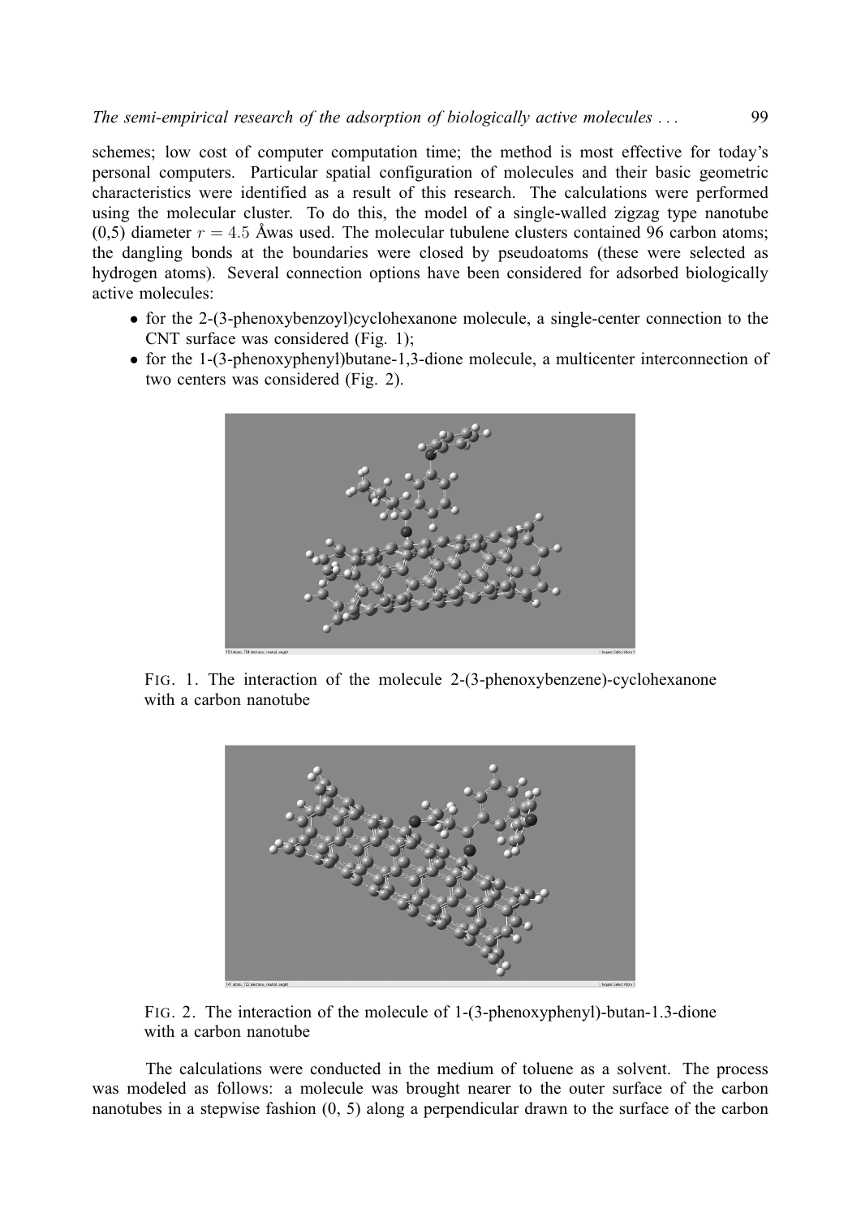schemes; low cost of computer computation time; the method is most effective for today's personal computers. Particular spatial configuration of molecules and their basic geometric characteristics were identified as a result of this research. The calculations were performed using the molecular cluster. To do this, the model of a single-walled zigzag type nanotube (0,5) diameter $r = 4.5$ Åwas used. The molecular tubulene clusters contained 96 carbon atoms; the dangling bonds at the boundaries were closed by pseudoatoms (these were selected as hydrogen atoms). Several connection options have been considered for adsorbed biologically active molecules:

- for the 2-(3-phenoxybenzoyl)cyclohexanone molecule, a single-center connection to the CNT surface was considered (Fig. 1);
- for the 1-(3-phenoxyphenyl)butane-1,3-dione molecule, a multicenter interconnection of two centers was considered (Fig. 2).

FIG. 1. The interaction of the molecule 2-(3-phenoxybenzene)-cyclohexanone with a carbon nanotube

FIG. 2. The interaction of the molecule of 1-(3-phenoxyphenyl)-butan-1.3-dione with a carbon nanotube

The calculations were conducted in the medium of toluene as a solvent. The process was modeled as follows: a molecule was brought nearer to the outer surface of the carbon nanotubes in a stepwise fashion (0, 5) along a perpendicular drawn to the surface of the carbon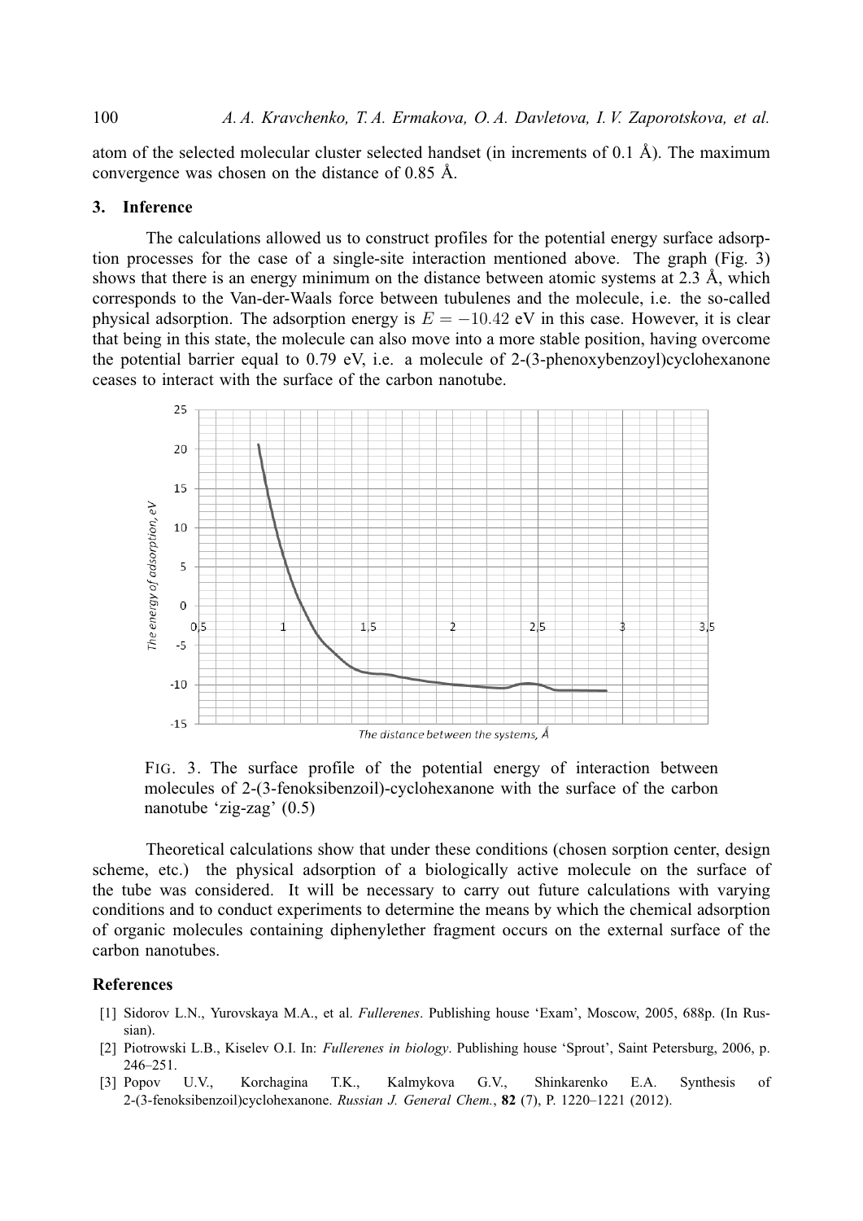atom of the selected molecular cluster selected handset (in increments of 0.1 Å). The maximum convergence was chosen on the distance of 0.85 Å.

## 3. Inference

The calculations allowed us to construct profiles for the potential energy surface adsorption processes for the case of a single-site interaction mentioned above. The graph (Fig. 3) shows that there is an energy minimum on the distance between atomic systems at 2.3 Å, which corresponds to the Van-der-Waals force between tubulenes and the molecule, i.e. the so-called physical adsorption. The adsorption energy is $E = -10.42$ eV in this case. However, it is clear that being in this state, the molecule can also move into a more stable position, having overcome the potential barrier equal to 0.79 eV, i.e. a molecule of 2-(3-phenoxybenzoyl)cyclohexanone ceases to interact with the surface of the carbon nanotube.

25
20
15
10
5
0
-5
-10
-15
0,5
1
1,5
2
2,5
3
3,5
The energy of adsorption, eV
The distance between the systems, Å

FIG. 3. The surface profile of the potential energy of interaction between molecules of 2-(3-fenoksibenzoil)-cyclohexanone with the surface of the carbon nanotube 'zig-zag' (0.5)

Theoretical calculations show that under these conditions (chosen sorption center, design scheme, etc.) the physical adsorption of a biologically active molecule on the surface of the tube was considered. It will be necessary to carry out future calculations with varying conditions and to conduct experiments to determine the means by which the chemical adsorption of organic molecules containing diphenylether fragment occurs on the external surface of the carbon nanotubes.

## References

[1] Sidorov L.N., Yurovskaya M.A., et al. *Fullerenes*. Publishing house 'Exam', Moscow, 2005, 688p. (In Russian).

[2] Piotrowski L.B., Kiselev O.I. In: *Fullerenes in biology*. Publishing house 'Sprout', Saint Petersburg, 2006, p. 246–251.

[3] Popov U.V., Korchagina T.K., Kalmykova G.V., Shinkarenko E.A. Synthesis of 2-(3-fenoksibenzoil)cyclohexanone. *Russian J. General Chem.*, **82** (7), P. 1220–1221 (2012).